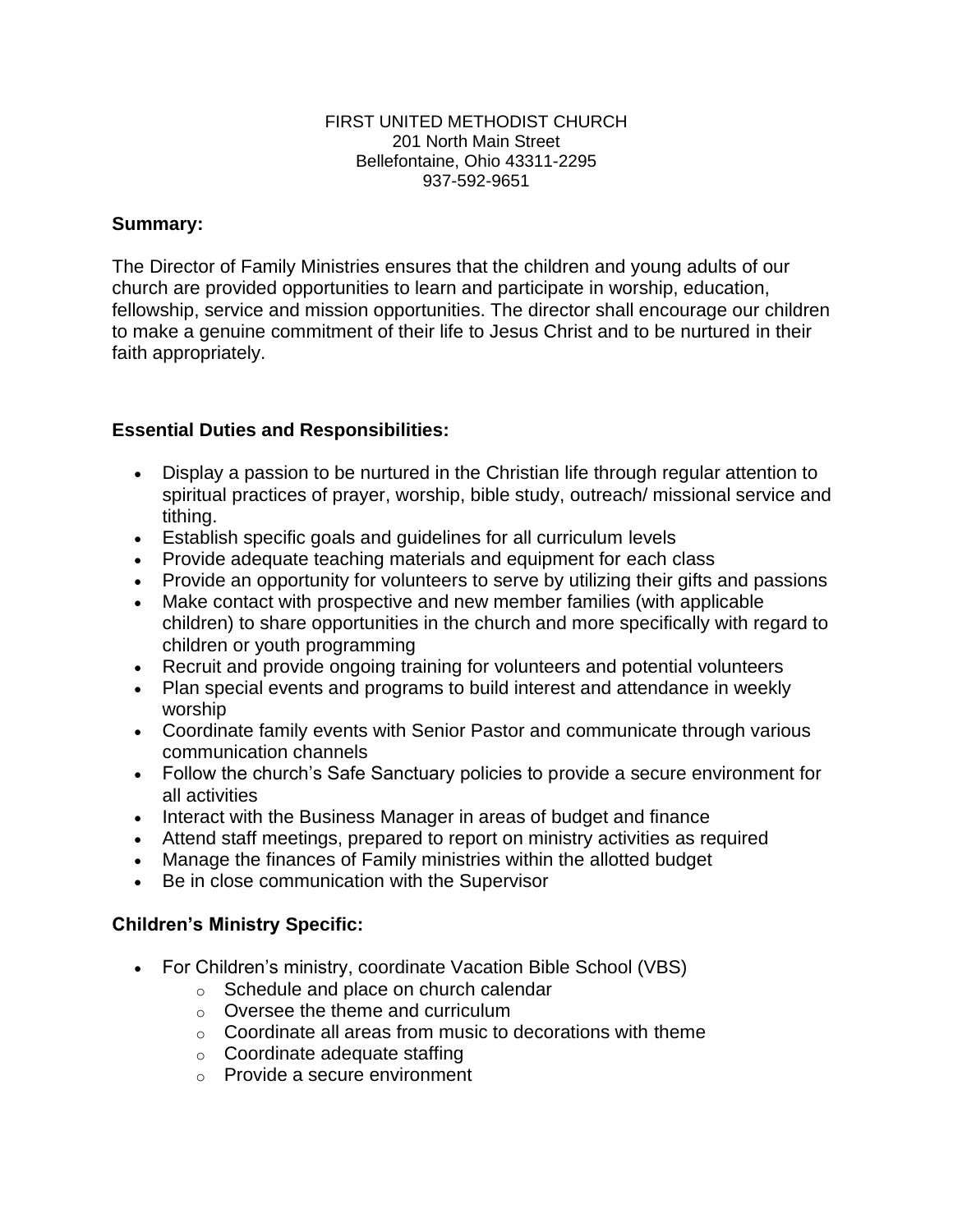FIRST UNITED METHODIST CHURCH
201 North Main Street
Bellefontaine, Ohio 43311-2295
937-592-9651

**Summary:**

The Director of Family Ministries ensures that the children and young adults of our church are provided opportunities to learn and participate in worship, education, fellowship, service and mission opportunities. The director shall encourage our children to make a genuine commitment of their life to Jesus Christ and to be nurtured in their faith appropriately.

**Essential Duties and Responsibilities:**

- Display a passion to be nurtured in the Christian life through regular attention to spiritual practices of prayer, worship, bible study, outreach/ missional service and tithing.
- Establish specific goals and guidelines for all curriculum levels
- Provide adequate teaching materials and equipment for each class
- Provide an opportunity for volunteers to serve by utilizing their gifts and passions
- Make contact with prospective and new member families (with applicable children) to share opportunities in the church and more specifically with regard to children or youth programming
- Recruit and provide ongoing training for volunteers and potential volunteers
- Plan special events and programs to build interest and attendance in weekly worship
- Coordinate family events with Senior Pastor and communicate through various communication channels
- Follow the church's Safe Sanctuary policies to provide a secure environment for all activities
- Interact with the Business Manager in areas of budget and finance
- Attend staff meetings, prepared to report on ministry activities as required
- Manage the finances of Family ministries within the allotted budget
- Be in close communication with the Supervisor

**Children's Ministry Specific:**

- For Children's ministry, coordinate Vacation Bible School (VBS)
  - Schedule and place on church calendar
  - Oversee the theme and curriculum
  - Coordinate all areas from music to decorations with theme
  - Coordinate adequate staffing
  - Provide a secure environment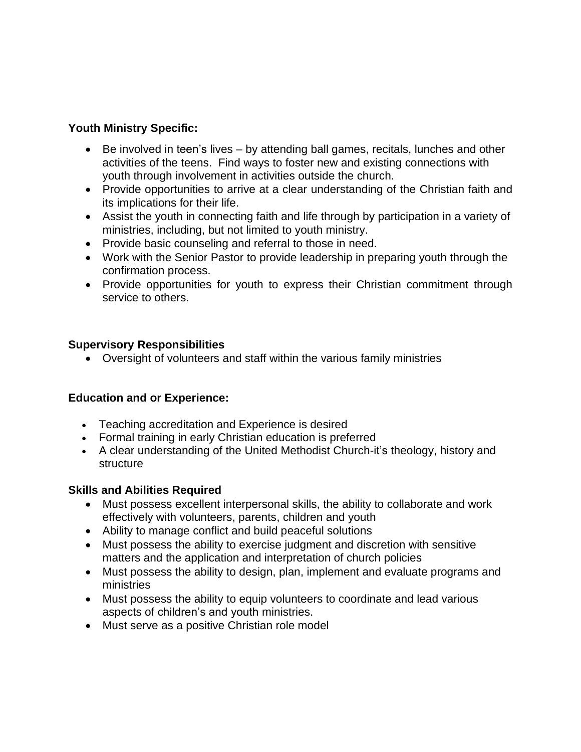**Youth Ministry Specific:**

- Be involved in teen's lives – by attending ball games, recitals, lunches and other activities of the teens. Find ways to foster new and existing connections with youth through involvement in activities outside the church.
- Provide opportunities to arrive at a clear understanding of the Christian faith and its implications for their life.
- Assist the youth in connecting faith and life through by participation in a variety of ministries, including, but not limited to youth ministry.
- Provide basic counseling and referral to those in need.
- Work with the Senior Pastor to provide leadership in preparing youth through the confirmation process.
- Provide opportunities for youth to express their Christian commitment through service to others.

**Supervisory Responsibilities**

- Oversight of volunteers and staff within the various family ministries

**Education and or Experience:**

- Teaching accreditation and Experience is desired
- Formal training in early Christian education is preferred
- A clear understanding of the United Methodist Church-it's theology, history and structure

**Skills and Abilities Required**

- Must possess excellent interpersonal skills, the ability to collaborate and work effectively with volunteers, parents, children and youth
- Ability to manage conflict and build peaceful solutions
- Must possess the ability to exercise judgment and discretion with sensitive matters and the application and interpretation of church policies
- Must possess the ability to design, plan, implement and evaluate programs and ministries
- Must possess the ability to equip volunteers to coordinate and lead various aspects of children's and youth ministries.
- Must serve as a positive Christian role model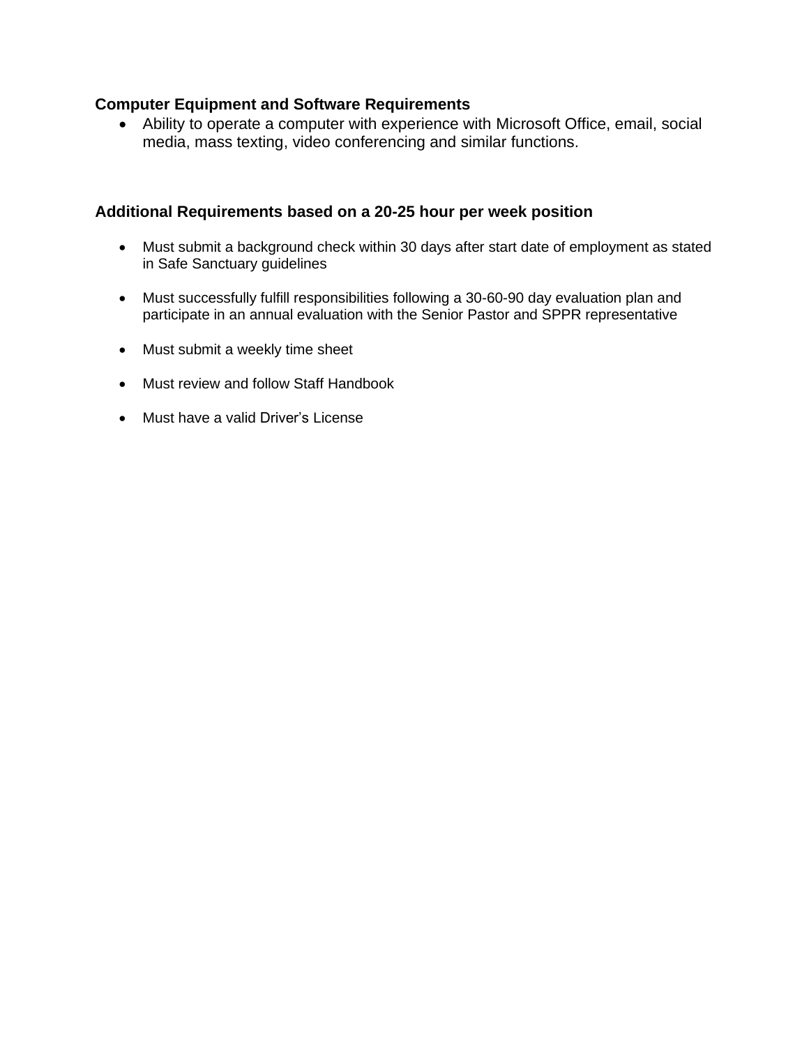**Computer Equipment and Software Requirements**

- Ability to operate a computer with experience with Microsoft Office, email, social media, mass texting, video conferencing and similar functions.

**Additional Requirements based on a 20-25 hour per week position**

- Must submit a background check within 30 days after start date of employment as stated in Safe Sanctuary guidelines
- Must successfully fulfill responsibilities following a 30-60-90 day evaluation plan and participate in an annual evaluation with the Senior Pastor and SPPR representative
- Must submit a weekly time sheet
- Must review and follow Staff Handbook
- Must have a valid Driver's License